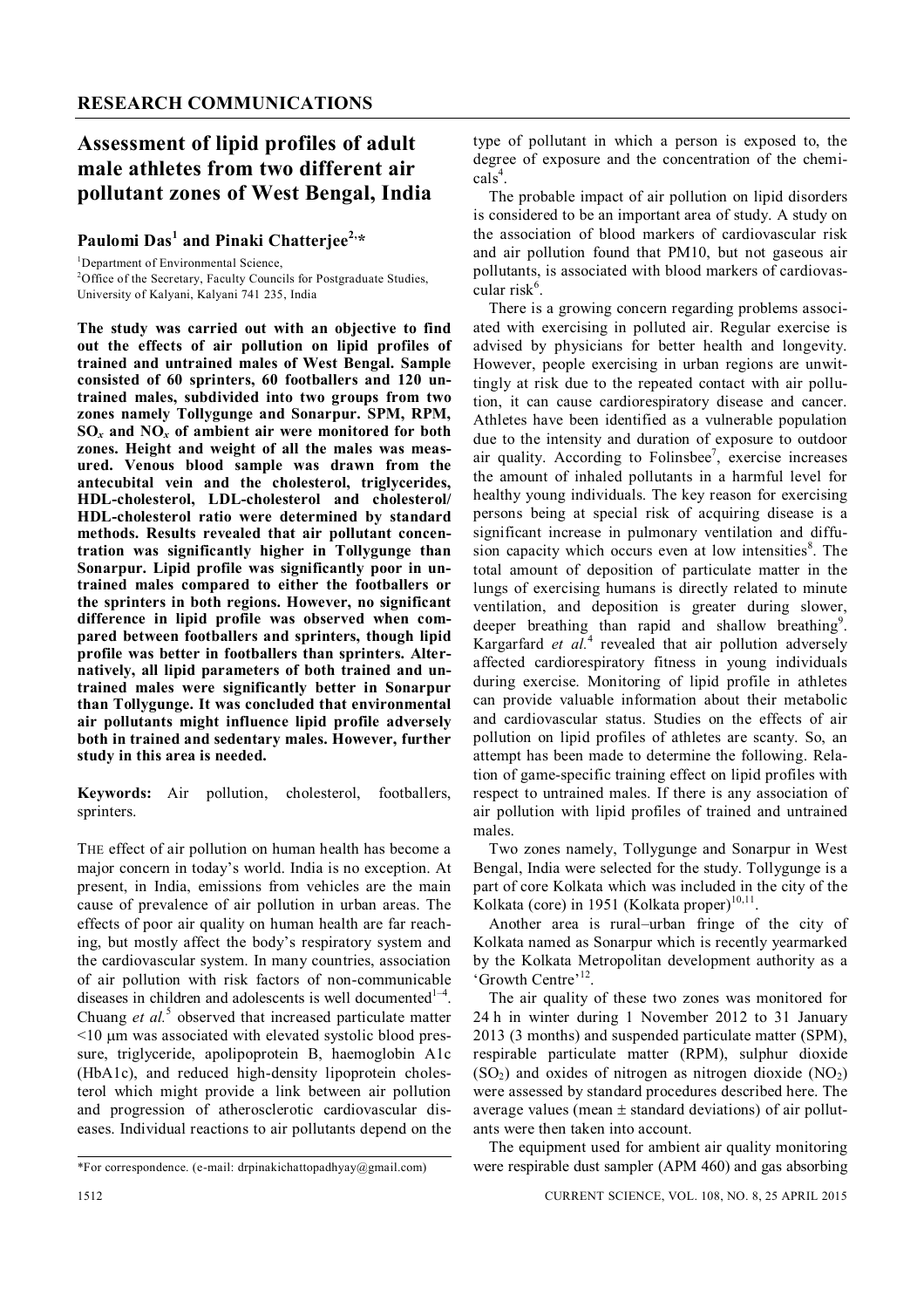## RESEARCH COMMUNICATIONS

# Assessment of lipid profiles of adult male athletes from two different air pollutant zones of West Bengal, India

**Paulomi Das[1] and Pinaki Chatterjee[2,*]**

[1]Department of Environmental Science,
[2]Office of the Secretary, Faculty Councils for Postgraduate Studies, University of Kalyani, Kalyani 741 235, India

**The study was carried out with an objective to find out the effects of air pollution on lipid profiles of trained and untrained males of West Bengal. Sample consisted of 60 sprinters, 60 footballers and 120 untrained males, subdivided into two groups from two zones namely Tollygunge and Sonarpur. SPM, RPM, $SO_x$ and $NO_x$ of ambient air were monitored for both zones. Height and weight of all the males was measured. Venous blood sample was drawn from the antecubital vein and the cholesterol, triglycerides, HDL-cholesterol, LDL-cholesterol and cholesterol/HDL-cholesterol ratio were determined by standard methods. Results revealed that air pollutant concentration was significantly higher in Tollygunge than Sonarpur. Lipid profile was significantly poor in untrained males compared to either the footballers or the sprinters in both regions. However, no significant difference in lipid profile was observed when compared between footballers and sprinters, though lipid profile was better in footballers than sprinters. Alternatively, all lipid parameters of both trained and untrained males were significantly better in Sonarpur than Tollygunge. It was concluded that environmental air pollutants might influence lipid profile adversely both in trained and sedentary males. However, further study in this area is needed.**

**Keywords:** Air pollution, cholesterol, footballers, sprinters.

THE effect of air pollution on human health has become a major concern in today's world. India is no exception. At present, in India, emissions from vehicles are the main cause of prevalence of air pollution in urban areas. The effects of poor air quality on human health are far reaching, but mostly affect the body's respiratory system and the cardiovascular system. In many countries, association of air pollution with risk factors of non-communicable diseases in children and adolescents is well documented[1–4]. Chuang *et al.*[5] observed that increased particulate matter <10 μm was associated with elevated systolic blood pressure, triglyceride, apolipoprotein B, haemoglobin A1c (HbA1c), and reduced high-density lipoprotein cholesterol which might provide a link between air pollution and progression of atherosclerotic cardiovascular diseases. Individual reactions to air pollutants depend on the type of pollutant in which a person is exposed to, the degree of exposure and the concentration of the chemicals[4].

The probable impact of air pollution on lipid disorders is considered to be an important area of study. A study on the association of blood markers of cardiovascular risk and air pollution found that PM10, but not gaseous air pollutants, is associated with blood markers of cardiovascular risk[6].

There is a growing concern regarding problems associated with exercising in polluted air. Regular exercise is advised by physicians for better health and longevity. However, people exercising in urban regions are unwittingly at risk due to the repeated contact with air pollution, it can cause cardiorespiratory disease and cancer. Athletes have been identified as a vulnerable population due to the intensity and duration of exposure to outdoor air quality. According to Folinsbee[7], exercise increases the amount of inhaled pollutants in a harmful level for healthy young individuals. The key reason for exercising persons being at special risk of acquiring disease is a significant increase in pulmonary ventilation and diffusion capacity which occurs even at low intensities[8]. The total amount of deposition of particulate matter in the lungs of exercising humans is directly related to minute ventilation, and deposition is greater during slower, deeper breathing than rapid and shallow breathing[9]. Kargarfard *et al.*[4] revealed that air pollution adversely affected cardiorespiratory fitness in young individuals during exercise. Monitoring of lipid profile in athletes can provide valuable information about their metabolic and cardiovascular status. Studies on the effects of air pollution on lipid profiles of athletes are scanty. So, an attempt has been made to determine the following. Relation of game-specific training effect on lipid profiles with respect to untrained males. If there is any association of air pollution with lipid profiles of trained and untrained males.

Two zones namely, Tollygunge and Sonarpur in West Bengal, India were selected for the study. Tollygunge is a part of core Kolkata which was included in the city of the Kolkata (core) in 1951 (Kolkata proper)[10,11].

Another area is rural–urban fringe of the city of Kolkata named as Sonarpur which is recently yearmarked by the Kolkata Metropolitan development authority as a 'Growth Centre'[12].

The air quality of these two zones was monitored for 24 h in winter during 1 November 2012 to 31 January 2013 (3 months) and suspended particulate matter (SPM), respirable particulate matter (RPM), sulphur dioxide ($SO_2$) and oxides of nitrogen as nitrogen dioxide ($NO_2$) were assessed by standard procedures described here. The average values (mean ± standard deviations) of air pollutants were then taken into account.

The equipment used for ambient air quality monitoring were respirable dust sampler (APM 460) and gas absorbing

*For correspondence. (e-mail: drpinakichattopadhyay@gmail.com)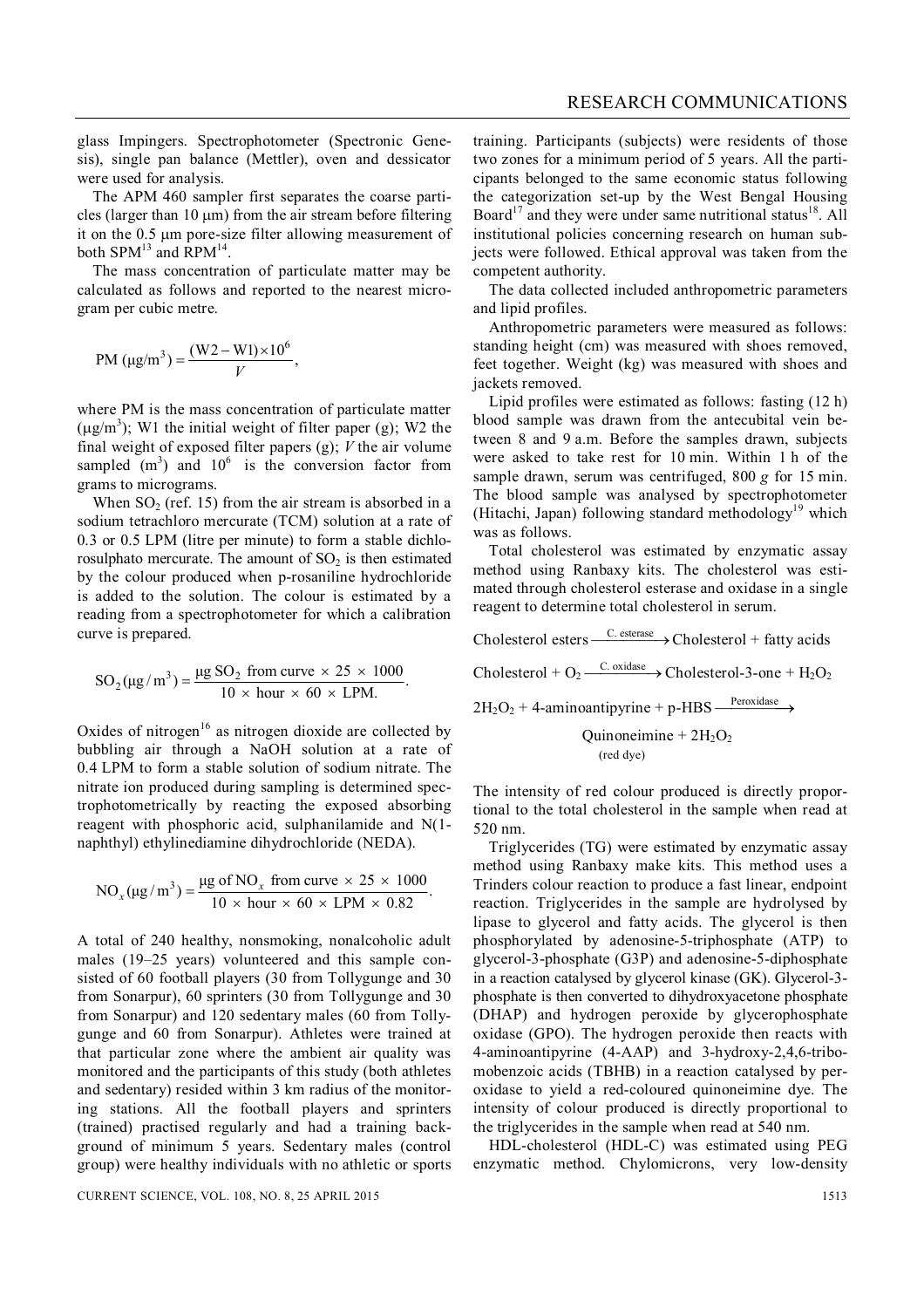glass Impingers. Spectrophotometer (Spectronic Genesis), single pan balance (Mettler), oven and dessicator were used for analysis.

The APM 460 sampler first separates the coarse particles (larger than 10 μm) from the air stream before filtering it on the 0.5 μm pore-size filter allowing measurement of both SPM[13] and RPM[14].

The mass concentration of particulate matter may be calculated as follows and reported to the nearest microgram per cubic metre.

$$\text{PM}\ (\mu\text{g/m}^3) = \frac{(\text{W2} - \text{W1}) \times 10^6}{V},$$

where PM is the mass concentration of particulate matter ($\mu$g/m$^3$); W1 the initial weight of filter paper (g); W2 the final weight of exposed filter papers (g); $V$ the air volume sampled (m$^3$) and $10^6$ is the conversion factor from grams to micrograms.

When $SO_2$ (ref. 15) from the air stream is absorbed in a sodium tetrachloro mercurate (TCM) solution at a rate of 0.3 or 0.5 LPM (litre per minute) to form a stable dichlorosulphato mercurate. The amount of $SO_2$ is then estimated by the colour produced when p-rosaniline hydrochloride is added to the solution. The colour is estimated by a reading from a spectrophotometer for which a calibration curve is prepared.

$$\text{SO}_2\,(\mu\text{g/m}^3) = \frac{\mu\text{g SO}_2 \text{ from curve} \times 25 \times 1000}{10 \times \text{hour} \times 60 \times \text{LPM.}}.$$

Oxides of nitrogen[16] as nitrogen dioxide are collected by bubbling air through a NaOH solution at a rate of 0.4 LPM to form a stable solution of sodium nitrate. The nitrate ion produced during sampling is determined spectrophotometrically by reacting the exposed absorbing reagent with phosphoric acid, sulphanilamide and N(1-naphthyl) ethylinediamine dihydrochloride (NEDA).

$$\text{NO}_x\,(\mu\text{g/m}^3) = \frac{\mu\text{g of NO}_x \text{ from curve} \times 25 \times 1000}{10 \times \text{hour} \times 60 \times \text{LPM} \times 0.82}.$$

A total of 240 healthy, nonsmoking, nonalcoholic adult males (19–25 years) volunteered and this sample consisted of 60 football players (30 from Tollygunge and 30 from Sonarpur), 60 sprinters (30 from Tollygunge and 30 from Sonarpur) and 120 sedentary males (60 from Tollygunge and 60 from Sonarpur). Athletes were trained at that particular zone where the ambient air quality was monitored and the participants of this study (both athletes and sedentary) resided within 3 km radius of the monitoring stations. All the football players and sprinters (trained) practised regularly and had a training background of minimum 5 years. Sedentary males (control group) were healthy individuals with no athletic or sports training. Participants (subjects) were residents of those two zones for a minimum period of 5 years. All the participants belonged to the same economic status following the categorization set-up by the West Bengal Housing Board[17] and they were under same nutritional status[18]. All institutional policies concerning research on human subjects were followed. Ethical approval was taken from the competent authority.

The data collected included anthropometric parameters and lipid profiles.

Anthropometric parameters were measured as follows: standing height (cm) was measured with shoes removed, feet together. Weight (kg) was measured with shoes and jackets removed.

Lipid profiles were estimated as follows: fasting (12 h) blood sample was drawn from the antecubital vein between 8 and 9 a.m. Before the samples drawn, subjects were asked to take rest for 10 min. Within 1 h of the sample drawn, serum was centrifuged, 800 *g* for 15 min. The blood sample was analysed by spectrophotometer (Hitachi, Japan) following standard methodology[19] which was as follows.

Total cholesterol was estimated by enzymatic assay method using Ranbaxy kits. The cholesterol was estimated through cholesterol esterase and oxidase in a single reagent to determine total cholesterol in serum.

$$\text{Cholesterol esters} \xrightarrow{\text{C. esterase}} \text{Cholesterol + fatty acids}$$

$$\text{Cholesterol} + \text{O}_2 \xrightarrow{\text{C. oxidase}} \text{Cholesterol-3-one} + \text{H}_2\text{O}_2$$

$$2\text{H}_2\text{O}_2 + \text{4-aminoantipyrine} + \text{p-HBS} \xrightarrow{\text{Peroxidase}} \underset{\text{(red dye)}}{\text{Quinoneimine}} + 2\text{H}_2\text{O}_2$$

The intensity of red colour produced is directly proportional to the total cholesterol in the sample when read at 520 nm.

Triglycerides (TG) were estimated by enzymatic assay method using Ranbaxy make kits. This method uses a Trinders colour reaction to produce a fast linear, endpoint reaction. Triglycerides in the sample are hydrolysed by lipase to glycerol and fatty acids. The glycerol is then phosphorylated by adenosine-5-triphosphate (ATP) to glycerol-3-phosphate (G3P) and adenosine-5-diphosphate in a reaction catalysed by glycerol kinase (GK). Glycerol-3-phosphate is then converted to dihydroxyacetone phosphate (DHAP) and hydrogen peroxide by glycerophosphate oxidase (GPO). The hydrogen peroxide then reacts with 4-aminoantipyrine (4-AAP) and 3-hydroxy-2,4,6-tribomobenzoic acids (TBHB) in a reaction catalysed by peroxidase to yield a red-coloured quinoneimine dye. The intensity of colour produced is directly proportional to the triglycerides in the sample when read at 540 nm.

HDL-cholesterol (HDL-C) was estimated using PEG enzymatic method. Chylomicrons, very low-density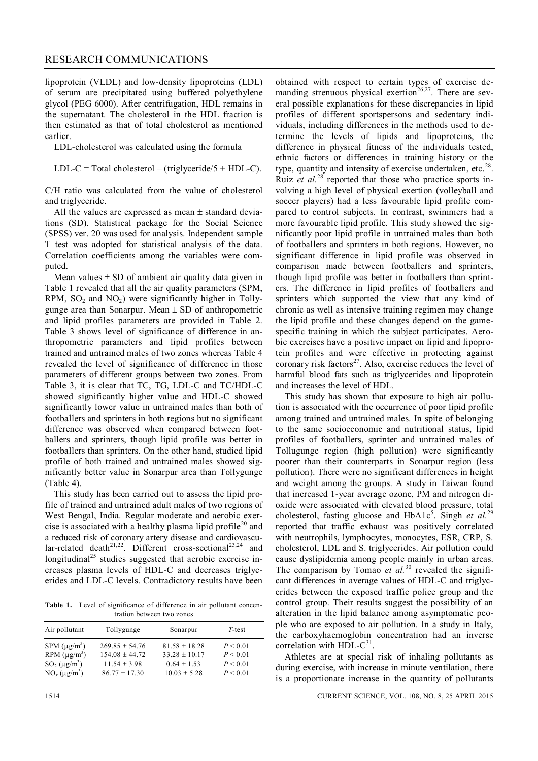lipoprotein (VLDL) and low-density lipoproteins (LDL) of serum are precipitated using buffered polyethylene glycol (PEG 6000). After centrifugation, HDL remains in the supernatant. The cholesterol in the HDL fraction is then estimated as that of total cholesterol as mentioned earlier.

LDL-cholesterol was calculated using the formula

$$\text{LDL-C} = \text{Total cholesterol} - (\text{triglyceride}/5 + \text{HDL-C}).$$

C/H ratio was calculated from the value of cholesterol and triglyceride.

All the values are expressed as mean ± standard deviations (SD). Statistical package for the Social Science (SPSS) ver. 20 was used for analysis. Independent sample T test was adopted for statistical analysis of the data. Correlation coefficients among the variables were computed.

Mean values ± SD of ambient air quality data given in Table 1 revealed that all the air quality parameters (SPM, RPM, $SO_2$ and $NO_2$) were significantly higher in Tollygunge area than Sonarpur. Mean ± SD of anthropometric and lipid profiles parameters are provided in Table 2. Table 3 shows level of significance of difference in anthropometric parameters and lipid profiles between trained and untrained males of two zones whereas Table 4 revealed the level of significance of difference in those parameters of different groups between two zones. From Table 3, it is clear that TC, TG, LDL-C and TC/HDL-C showed significantly higher value and HDL-C showed significantly lower value in untrained males than both of footballers and sprinters in both regions but no significant difference was observed when compared between footballers and sprinters, though lipid profile was better in footballers than sprinters. On the other hand, studied lipid profile of both trained and untrained males showed significantly better value in Sonarpur area than Tollygunge (Table 4).

This study has been carried out to assess the lipid profile of trained and untrained adult males of two regions of West Bengal, India. Regular moderate and aerobic exercise is associated with a healthy plasma lipid profile[20] and a reduced risk of coronary artery disease and cardiovascular-related death[21,22]. Different cross-sectional[23,24] and longitudinal[25] studies suggested that aerobic exercise increases plasma levels of HDL-C and decreases triglycerides and LDL-C levels. Contradictory results have been obtained with respect to certain types of exercise demanding strenuous physical exertion[26,27]. There are several possible explanations for these discrepancies in lipid profiles of different sportspersons and sedentary individuals, including differences in the methods used to determine the levels of lipids and lipoproteins, the difference in physical fitness of the individuals tested, ethnic factors or differences in training history or the type, quantity and intensity of exercise undertaken, etc.[28]. Ruiz *et al.*[28] reported that those who practice sports involving a high level of physical exertion (volleyball and soccer players) had a less favourable lipid profile compared to control subjects. In contrast, swimmers had a more favourable lipid profile. This study showed the significantly poor lipid profile in untrained males than both of footballers and sprinters in both regions. However, no significant difference in lipid profile was observed in comparison made between footballers and sprinters, though lipid profile was better in footballers than sprinters. The difference in lipid profiles of footballers and sprinters which supported the view that any kind of chronic as well as intensive training regimen may change the lipid profile and these changes depend on the game-specific training in which the subject participates. Aerobic exercises have a positive impact on lipid and lipoprotein profiles and were effective in protecting against coronary risk factors[27]. Also, exercise reduces the level of harmful blood fats such as triglycerides and lipoprotein and increases the level of HDL.

This study has shown that exposure to high air pollution is associated with the occurrence of poor lipid profile among trained and untrained males. In spite of belonging to the same socioeconomic and nutritional status, lipid profiles of footballers, sprinter and untrained males of Tollugunge region (high pollution) were significantly poorer than their counterparts in Sonarpur region (less pollution). There were no significant differences in height and weight among the groups. A study in Taiwan found that increased 1-year average ozone, PM and nitrogen dioxide were associated with elevated blood pressure, total cholesterol, fasting glucose and HbA1c[5]. Singh *et al.*[29] reported that traffic exhaust was positively correlated with neutrophils, lymphocytes, monocytes, ESR, CRP, S. cholesterol, LDL and S. triglycerides. Air pollution could cause dyslipidemia among people mainly in urban areas. The comparison by Tomao *et al.*[30] revealed the significant differences in average values of HDL-C and triglycerides between the exposed traffic police group and the control group. Their results suggest the possibility of an alteration in the lipid balance among asymptomatic people who are exposed to air pollution. In a study in Italy, the carboxyhaemoglobin concentration had an inverse correlation with HDL-C[31].

Athletes are at special risk of inhaling pollutants as during exercise, with increase in minute ventilation, there is a proportionate increase in the quantity of pollutants

**Table 1.** Level of significance of difference in air pollutant concentration between two zones

| Air pollutant | Tollygunge | Sonarpur | *T*-test |
|---|---|---|---|
| SPM ($\mu g/m^3$) | 269.85 ± 54.76 | 81.58 ± 18.28 | $P < 0.01$ |
| RPM ($\mu g/m^3$) | 154.08 ± 44.72 | 33.28 ± 10.17 | $P < 0.01$ |
| $SO_2$ ($\mu g/m^3$) | 11.54 ± 3.98 | 0.64 ± 1.53 | $P < 0.01$ |
| $NO_x$ ($\mu g/m^3$) | 86.77 ± 17.30 | 10.03 ± 5.28 | $P < 0.01$ |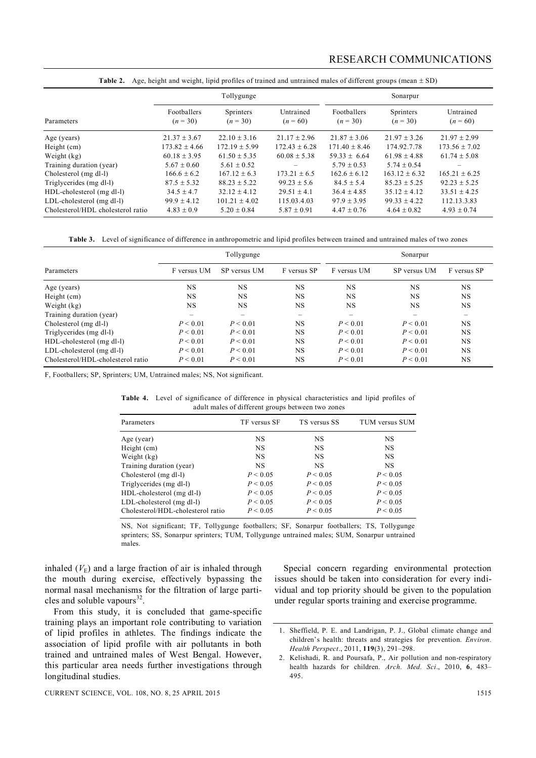**Table 2.** Age, height and weight, lipid profiles of trained and untrained males of different groups (mean ± SD)

| Parameters | Tollygunge | | | Sonarpur | | |
|---|---|---|---|---|---|---|
| | Footballers ($n = 30$) | Sprinters ($n = 30$) | Untrained ($n = 60$) | Footballers ($n = 30$) | Sprinters ($n = 30$) | Untrained ($n = 60$) |
| Age (years) | 21.37 ± 3.67 | 22.10 ± 3.16 | 21.17 ± 2.96 | 21.87 ± 3.06 | 21.97 ± 3.26 | 21.97 ± 2.99 |
| Height (cm) | 173.82 ± 4.66 | 172.19 ± 5.99 | 172.43 ± 6.28 | 171.40 ± 8.46 | 174.92.7.78 | 173.56 ± 7.02 |
| Weight (kg) | 60.18 ± 3.95 | 61.50 ± 5.35 | 60.08 ± 5.38 | 59.33 ± 6.64 | 61.98 ± 4.88 | 61.74 ± 5.08 |
| Training duration (year) | 5.67 ± 0.60 | 5.61 ± 0.52 | – | 5.79 ± 0.53 | 5.74 ± 0.54 | – |
| Cholesterol (mg dl-l) | 166.6 ± 6.2 | 167.12 ± 6.3 | 173.21 ± 6.5 | 162.6 ± 6.12 | 163.12 ± 6.32 | 165.21 ± 6.25 |
| Triglycerides (mg dl-l) | 87.5 ± 5.32 | 88.23 ± 5.22 | 99.23 ± 5.6 | 84.5 ± 5.4 | 85.23 ± 5.25 | 92.23 ± 5.25 |
| HDL-cholesterol (mg dl-l) | 34.5 ± 4.7 | 32.12 ± 4.12 | 29.51 ± 4.1 | 36.4 ± 4.85 | 35.12 ± 4.12 | 33.51 ± 4.25 |
| LDL-cholesterol (mg dl-l) | 99.9 ± 4.12 | 101.21 ± 4.02 | 115.03.4.03 | 97.9 ± 3.95 | 99.33 ± 4.22 | 112.13.3.83 |
| Cholesterol/HDL cholesterol ratio | 4.83 ± 0.9 | 5.20 ± 0.84 | 5.87 ± 0.91 | 4.47 ± 0.76 | 4.64 ± 0.82 | 4.93 ± 0.74 |

**Table 3.** Level of significance of difference in anthropometric and lipid profiles between trained and untrained males of two zones

| Parameters | Tollygunge | | | Sonarpur | | |
|---|---|---|---|---|---|---|
| | F versus UM | SP versus UM | F versus SP | F versus UM | SP versus UM | F versus SP |
| Age (years) | NS | NS | NS | NS | NS | NS |
| Height (cm) | NS | NS | NS | NS | NS | NS |
| Weight (kg) | NS | NS | NS | NS | NS | NS |
| Training duration (year) | – | – | – | – | – | – |
| Cholesterol (mg dl-l) | $P < 0.01$ | $P < 0.01$ | NS | $P < 0.01$ | $P < 0.01$ | NS |
| Triglycerides (mg dl-l) | $P < 0.01$ | $P < 0.01$ | NS | $P < 0.01$ | $P < 0.01$ | NS |
| HDL-cholesterol (mg dl-l) | $P < 0.01$ | $P < 0.01$ | NS | $P < 0.01$ | $P < 0.01$ | NS |
| LDL-cholesterol (mg dl-l) | $P < 0.01$ | $P < 0.01$ | NS | $P < 0.01$ | $P < 0.01$ | NS |
| Cholesterol/HDL-cholesterol ratio | $P < 0.01$ | $P < 0.01$ | NS | $P < 0.01$ | $P < 0.01$ | NS |

F, Footballers; SP, Sprinters; UM, Untrained males; NS, Not significant.

**Table 4.** Level of significance of difference in physical characteristics and lipid profiles of adult males of different groups between two zones

| Parameters | TF versus SF | TS versus SS | TUM versus SUM |
|---|---|---|---|
| Age (year) | NS | NS | NS |
| Height (cm) | NS | NS | NS |
| Weight (kg) | NS | NS | NS |
| Training duration (year) | NS | NS | NS |
| Cholesterol (mg dl-l) | $P < 0.05$ | $P < 0.05$ | $P < 0.05$ |
| Triglycerides (mg dl-l) | $P < 0.05$ | $P < 0.05$ | $P < 0.05$ |
| HDL-cholesterol (mg dl-l) | $P < 0.05$ | $P < 0.05$ | $P < 0.05$ |
| LDL-cholesterol (mg dl-l) | $P < 0.05$ | $P < 0.05$ | $P < 0.05$ |
| Cholesterol/HDL-cholesterol ratio | $P < 0.05$ | $P < 0.05$ | $P < 0.05$ |

NS, Not significant; TF, Tollygunge footballers; SF, Sonarpur footballers; TS, Tollygunge sprinters; SS, Sonarpur sprinters; TUM, Tollygunge untrained males; SUM, Sonarpur untrained males.

inhaled ($V_E$) and a large fraction of air is inhaled through the mouth during exercise, effectively bypassing the normal nasal mechanisms for the filtration of large particles and soluble vapours[32].

From this study, it is concluded that game-specific training plays an important role contributing to variation of lipid profiles in athletes. The findings indicate the association of lipid profile with air pollutants in both trained and untrained males of West Bengal. However, this particular area needs further investigations through longitudinal studies.

Special concern regarding environmental protection issues should be taken into consideration for every individual and top priority should be given to the population under regular sports training and exercise programme.

---

1. Sheffield, P. E. and Landrigan, P. J., Global climate change and children's health: threats and strategies for prevention. *Environ. Health Perspect*., 2011, **119**(3), 291–298.
2. Kelishadi, R. and Poursafa, P., Air pollution and non-respiratory health hazards for children. *Arch. Med. Sci*., 2010, **6**, 483–495.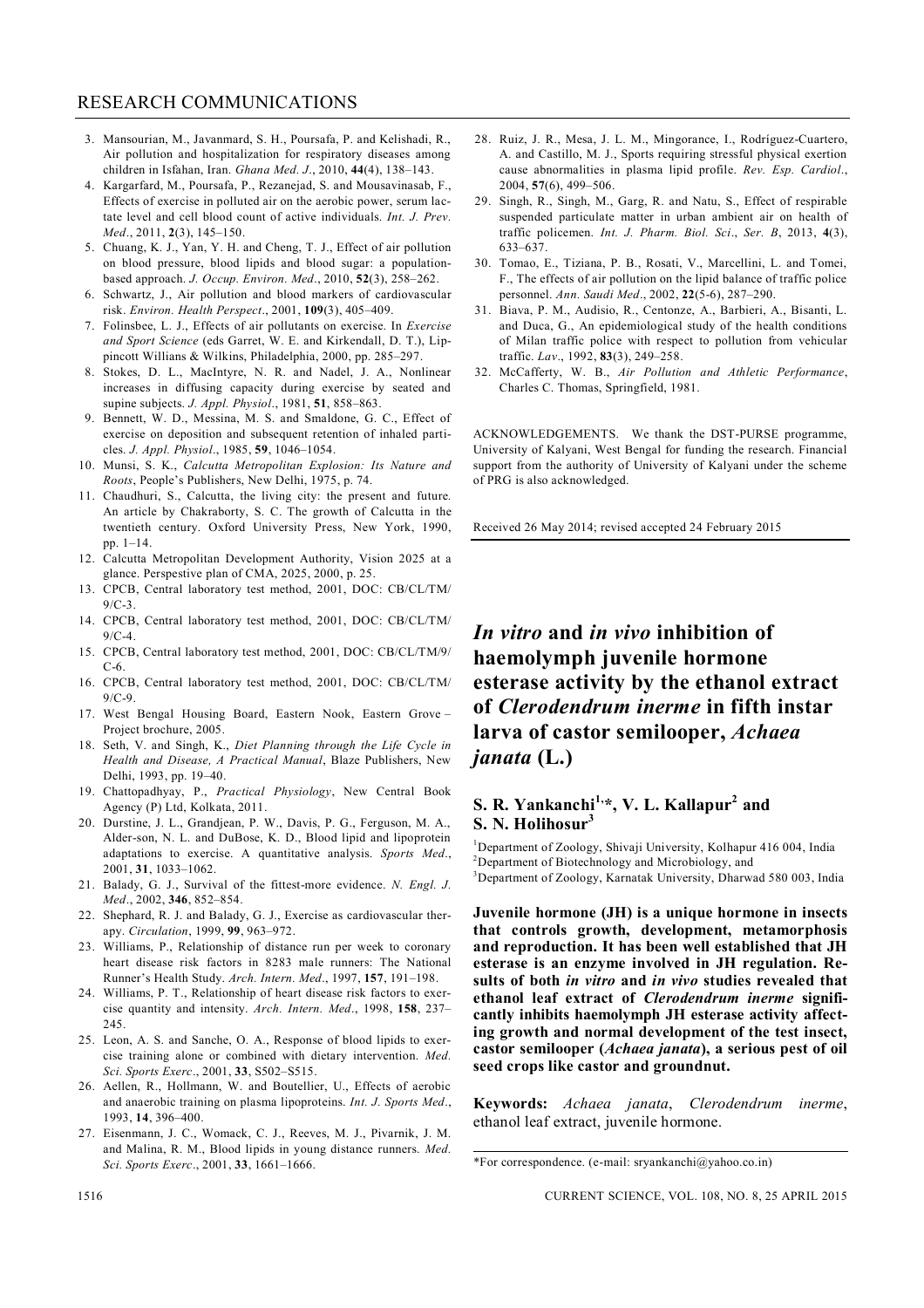3. Mansourian, M., Javanmard, S. H., Poursafa, P. and Kelishadi, R., Air pollution and hospitalization for respiratory diseases among children in Isfahan, Iran. *Ghana Med. J.*, 2010, **44**(4), 138–143.
4. Kargarfard, M., Poursafa, P., Rezanejad, S. and Mousavinasab, F., Effects of exercise in polluted air on the aerobic power, serum lactate level and cell blood count of active individuals. *Int. J. Prev. Med.*, 2011, **2**(3), 145–150.
5. Chuang, K. J., Yan, Y. H. and Cheng, T. J., Effect of air pollution on blood pressure, blood lipids and blood sugar: a population-based approach. *J. Occup. Environ. Med.*, 2010, **52**(3), 258–262.
6. Schwartz, J., Air pollution and blood markers of cardiovascular risk. *Environ. Health Perspect.*, 2001, **109**(3), 405–409.
7. Folinsbee, L. J., Effects of air pollutants on exercise. In *Exercise and Sport Science* (eds Garret, W. E. and Kirkendall, D. T.), Lippincott Willians & Wilkins, Philadelphia, 2000, pp. 285–297.
8. Stokes, D. L., MacIntyre, N. R. and Nadel, J. A., Nonlinear increases in diffusing capacity during exercise by seated and supine subjects. *J. Appl. Physiol.*, 1981, **51**, 858–863.
9. Bennett, W. D., Messina, M. S. and Smaldone, G. C., Effect of exercise on deposition and subsequent retention of inhaled particles. *J. Appl. Physiol.*, 1985, **59**, 1046–1054.
10. Munsi, S. K., *Calcutta Metropolitan Explosion: Its Nature and Roots*, People's Publishers, New Delhi, 1975, p. 74.
11. Chaudhuri, S., Calcutta, the living city: the present and future. An article by Chakraborty, S. C. The growth of Calcutta in the twentieth century. Oxford University Press, New York, 1990, pp. 1–14.
12. Calcutta Metropolitan Development Authority, Vision 2025 at a glance. Perspective plan of CMA, 2025, 2000, p. 25.
13. CPCB, Central laboratory test method, 2001, DOC: CB/CL/TM/9/C-3.
14. CPCB, Central laboratory test method, 2001, DOC: CB/CL/TM/9/C-4.
15. CPCB, Central laboratory test method, 2001, DOC: CB/CL/TM/9/C-6.
16. CPCB, Central laboratory test method, 2001, DOC: CB/CL/TM/9/C-9.
17. West Bengal Housing Board, Eastern Nook, Eastern Grove – Project brochure, 2005.
18. Seth, V. and Singh, K., *Diet Planning through the Life Cycle in Health and Disease, A Practical Manual*, Blaze Publishers, New Delhi, 1993, pp. 19–40.
19. Chattopadhyay, P., *Practical Physiology*, New Central Book Agency (P) Ltd, Kolkata, 2011.
20. Durstine, J. L., Grandjean, P. W., Davis, P. G., Ferguson, M. A., Alder-son, N. L. and DuBose, K. D., Blood lipid and lipoprotein adaptations to exercise. A quantitative analysis. *Sports Med.*, 2001, **31**, 1033–1062.
21. Balady, G. J., Survival of the fittest-more evidence. *N. Engl. J. Med.*, 2002, **346**, 852–854.
22. Shephard, R. J. and Balady, G. J., Exercise as cardiovascular therapy. *Circulation*, 1999, **99**, 963–972.
23. Williams, P., Relationship of distance run per week to coronary heart disease risk factors in 8283 male runners: The National Runner's Health Study. *Arch. Intern. Med.*, 1997, **157**, 191–198.
24. Williams, P. T., Relationship of heart disease risk factors to exercise quantity and intensity. *Arch. Intern. Med.*, 1998, **158**, 237–245.
25. Leon, A. S. and Sanche, O. A., Response of blood lipids to exercise training alone or combined with dietary intervention. *Med. Sci. Sports Exerc.*, 2001, **33**, S502–S515.
26. Aellen, R., Hollmann, W. and Boutellier, U., Effects of aerobic and anaerobic training on plasma lipoproteins. *Int. J. Sports Med.*, 1993, **14**, 396–400.
27. Eisenmann, J. C., Womack, C. J., Reeves, M. J., Pivarnik, J. M. and Malina, R. M., Blood lipids in young distance runners. *Med. Sci. Sports Exerc.*, 2001, **33**, 1661–1666.
28. Ruiz, J. R., Mesa, J. L. M., Mingorance, I., Rodríguez-Cuartero, A. and Castillo, M. J., Sports requiring stressful physical exertion cause abnormalities in plasma lipid profile. *Rev. Esp. Cardiol.*, 2004, **57**(6), 499–506.
29. Singh, R., Singh, M., Garg, R. and Natu, S., Effect of respirable suspended particulate matter in urban ambient air on health of traffic policemen. *Int. J. Pharm. Biol. Sci.*, *Ser. B*, 2013, **4**(3), 633–637.
30. Tomao, E., Tiziana, P. B., Rosati, V., Marcellini, L. and Tomei, F., The effects of air pollution on the lipid balance of traffic police personnel. *Ann. Saudi Med.*, 2002, **22**(5-6), 287–290.
31. Biava, P. M., Audisio, R., Centonze, A., Barbieri, A., Bisanti, L. and Duca, G., An epidemiological study of the health conditions of Milan traffic police with respect to pollution from vehicular traffic. *Lav.*, 1992, **83**(3), 249–258.
32. McCafferty, W. B., *Air Pollution and Athletic Performance*, Charles C. Thomas, Springfield, 1981.

ACKNOWLEDGEMENTS. We thank the DST-PURSE programme, University of Kalyani, West Bengal for funding the research. Financial support from the authority of University of Kalyani under the scheme of PRG is also acknowledged.

Received 26 May 2014; revised accepted 24 February 2015

# *In vitro* and *in vivo* inhibition of haemolymph juvenile hormone esterase activity by the ethanol extract of *Clerodendrum inerme* in fifth instar larva of castor semilooper, *Achaea janata* (L.)

## S. R. Yankanchi[1,*], V. L. Kallapur[2] and S. N. Holihosur[3]

[1]Department of Zoology, Shivaji University, Kolhapur 416 004, India
[2]Department of Biotechnology and Microbiology, and
[3]Department of Zoology, Karnatak University, Dharwad 580 003, India

**Juvenile hormone (JH) is a unique hormone in insects that controls growth, development, metamorphosis and reproduction. It has been well established that JH esterase is an enzyme involved in JH regulation. Results of both *in vitro* and *in vivo* studies revealed that ethanol leaf extract of *Clerodendrum inerme* significantly inhibits haemolymph JH esterase activity affecting growth and normal development of the test insect, castor semilooper (*Achaea janata*), a serious pest of oil seed crops like castor and groundnut.**

**Keywords:** *Achaea janata*, *Clerodendrum inerme*, ethanol leaf extract, juvenile hormone.

*For correspondence. (e-mail: sryankanchi@yahoo.co.in)